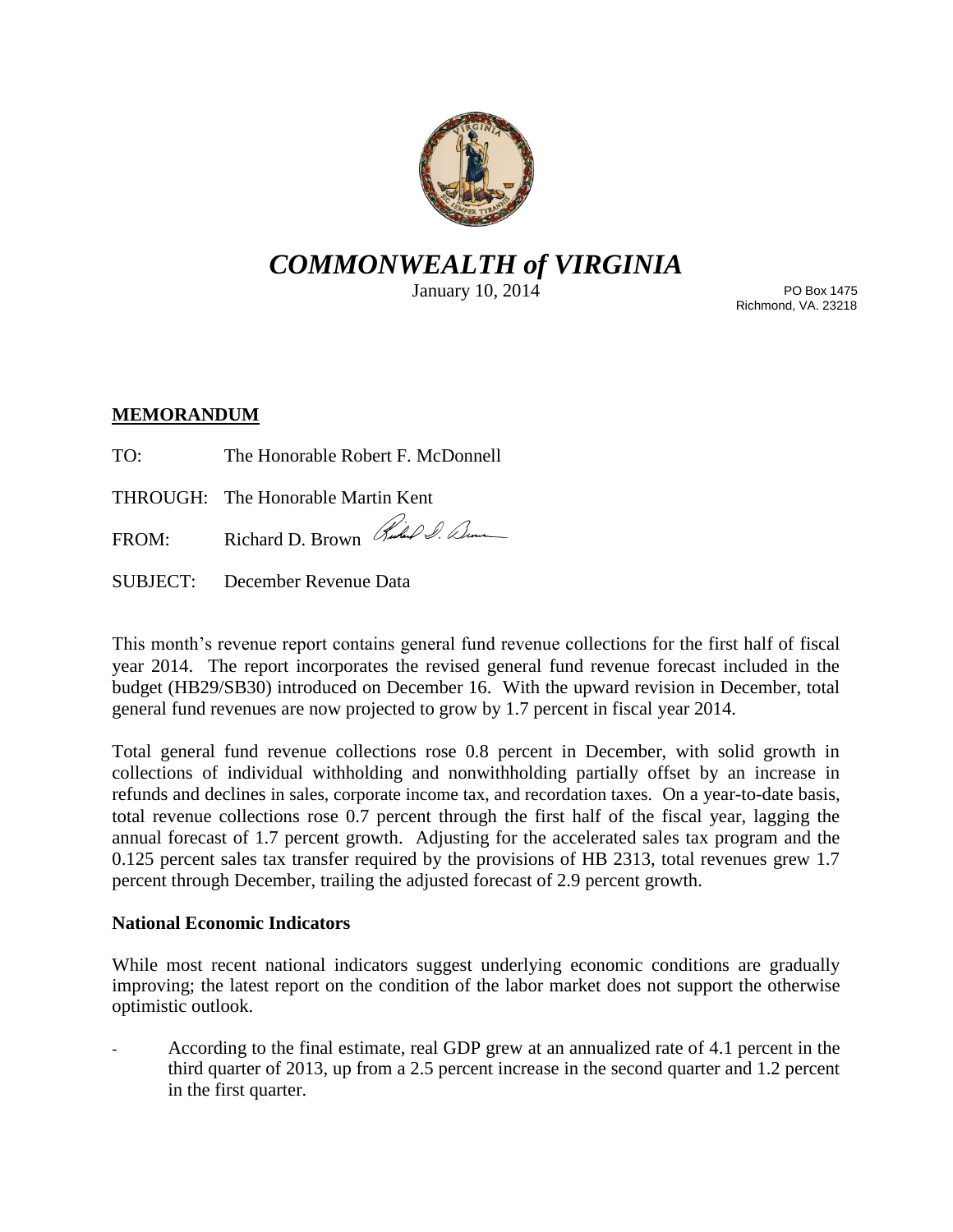*COMMONWEALTH of VIRGINIA*

January 10, 2014

PO Box 1475
Richmond, VA. 23218

**MEMORANDUM**

TO: The Honorable Robert F. McDonnell

THROUGH: The Honorable Martin Kent

FROM: Richard D. Brown

SUBJECT: December Revenue Data

This month's revenue report contains general fund revenue collections for the first half of fiscal year 2014. The report incorporates the revised general fund revenue forecast included in the budget (HB29/SB30) introduced on December 16. With the upward revision in December, total general fund revenues are now projected to grow by 1.7 percent in fiscal year 2014.

Total general fund revenue collections rose 0.8 percent in December, with solid growth in collections of individual withholding and nonwithholding partially offset by an increase in refunds and declines in sales, corporate income tax, and recordation taxes. On a year-to-date basis, total revenue collections rose 0.7 percent through the first half of the fiscal year, lagging the annual forecast of 1.7 percent growth. Adjusting for the accelerated sales tax program and the 0.125 percent sales tax transfer required by the provisions of HB 2313, total revenues grew 1.7 percent through December, trailing the adjusted forecast of 2.9 percent growth.

**National Economic Indicators**

While most recent national indicators suggest underlying economic conditions are gradually improving; the latest report on the condition of the labor market does not support the otherwise optimistic outlook.

- According to the final estimate, real GDP grew at an annualized rate of 4.1 percent in the third quarter of 2013, up from a 2.5 percent increase in the second quarter and 1.2 percent in the first quarter.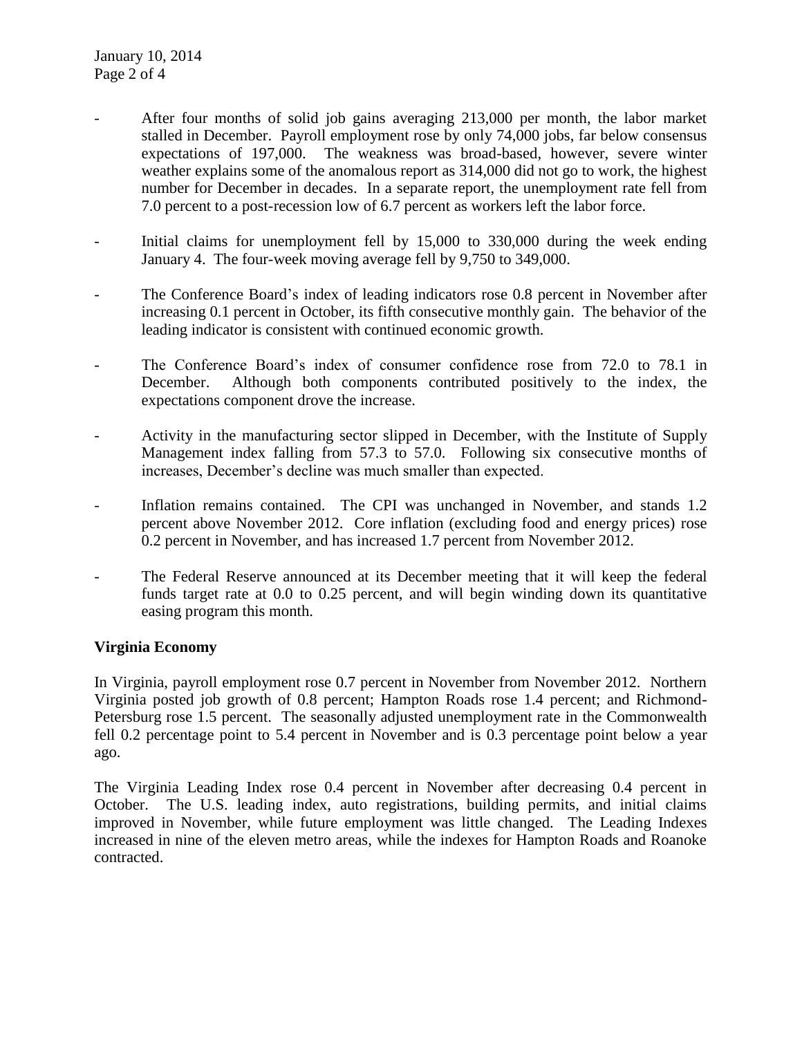- After four months of solid job gains averaging 213,000 per month, the labor market stalled in December. Payroll employment rose by only 74,000 jobs, far below consensus expectations of 197,000. The weakness was broad-based, however, severe winter weather explains some of the anomalous report as 314,000 did not go to work, the highest number for December in decades. In a separate report, the unemployment rate fell from 7.0 percent to a post-recession low of 6.7 percent as workers left the labor force.

- Initial claims for unemployment fell by 15,000 to 330,000 during the week ending January 4. The four-week moving average fell by 9,750 to 349,000.

- The Conference Board's index of leading indicators rose 0.8 percent in November after increasing 0.1 percent in October, its fifth consecutive monthly gain. The behavior of the leading indicator is consistent with continued economic growth.

- The Conference Board's index of consumer confidence rose from 72.0 to 78.1 in December. Although both components contributed positively to the index, the expectations component drove the increase.

- Activity in the manufacturing sector slipped in December, with the Institute of Supply Management index falling from 57.3 to 57.0. Following six consecutive months of increases, December's decline was much smaller than expected.

- Inflation remains contained. The CPI was unchanged in November, and stands 1.2 percent above November 2012. Core inflation (excluding food and energy prices) rose 0.2 percent in November, and has increased 1.7 percent from November 2012.

- The Federal Reserve announced at its December meeting that it will keep the federal funds target rate at 0.0 to 0.25 percent, and will begin winding down its quantitative easing program this month.

**Virginia Economy**

In Virginia, payroll employment rose 0.7 percent in November from November 2012. Northern Virginia posted job growth of 0.8 percent; Hampton Roads rose 1.4 percent; and Richmond-Petersburg rose 1.5 percent. The seasonally adjusted unemployment rate in the Commonwealth fell 0.2 percentage point to 5.4 percent in November and is 0.3 percentage point below a year ago.

The Virginia Leading Index rose 0.4 percent in November after decreasing 0.4 percent in October. The U.S. leading index, auto registrations, building permits, and initial claims improved in November, while future employment was little changed. The Leading Indexes increased in nine of the eleven metro areas, while the indexes for Hampton Roads and Roanoke contracted.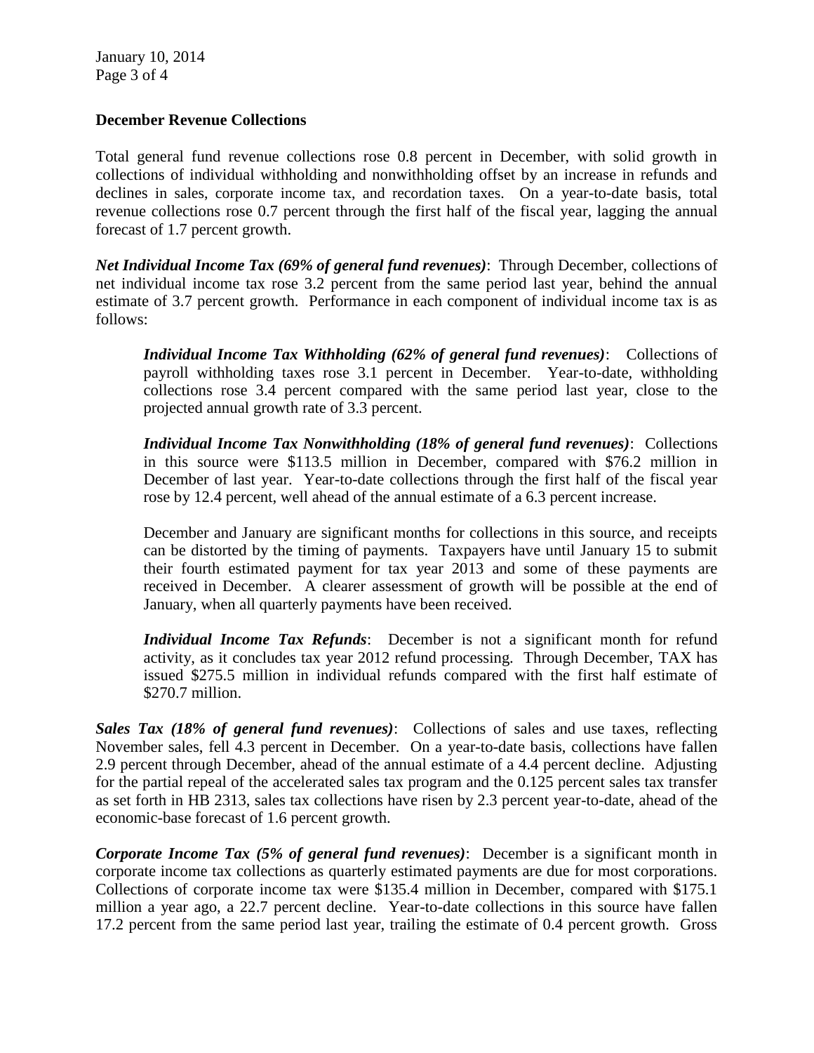## December Revenue Collections

Total general fund revenue collections rose 0.8 percent in December, with solid growth in collections of individual withholding and nonwithholding offset by an increase in refunds and declines in sales, corporate income tax, and recordation taxes. On a year-to-date basis, total revenue collections rose 0.7 percent through the first half of the fiscal year, lagging the annual forecast of 1.7 percent growth.

***Net Individual Income Tax (69% of general fund revenues)***: Through December, collections of net individual income tax rose 3.2 percent from the same period last year, behind the annual estimate of 3.7 percent growth. Performance in each component of individual income tax is as follows:

> ***Individual Income Tax Withholding (62% of general fund revenues)***: Collections of payroll withholding taxes rose 3.1 percent in December. Year-to-date, withholding collections rose 3.4 percent compared with the same period last year, close to the projected annual growth rate of 3.3 percent.
>
> ***Individual Income Tax Nonwithholding (18% of general fund revenues)***: Collections in this source were $113.5 million in December, compared with $76.2 million in December of last year. Year-to-date collections through the first half of the fiscal year rose by 12.4 percent, well ahead of the annual estimate of a 6.3 percent increase.
>
> December and January are significant months for collections in this source, and receipts can be distorted by the timing of payments. Taxpayers have until January 15 to submit their fourth estimated payment for tax year 2013 and some of these payments are received in December. A clearer assessment of growth will be possible at the end of January, when all quarterly payments have been received.
>
> ***Individual Income Tax Refunds***: December is not a significant month for refund activity, as it concludes tax year 2012 refund processing. Through December, TAX has issued $275.5 million in individual refunds compared with the first half estimate of $270.7 million.

***Sales Tax (18% of general fund revenues)***: Collections of sales and use taxes, reflecting November sales, fell 4.3 percent in December. On a year-to-date basis, collections have fallen 2.9 percent through December, ahead of the annual estimate of a 4.4 percent decline. Adjusting for the partial repeal of the accelerated sales tax program and the 0.125 percent sales tax transfer as set forth in HB 2313, sales tax collections have risen by 2.3 percent year-to-date, ahead of the economic-base forecast of 1.6 percent growth.

***Corporate Income Tax (5% of general fund revenues)***: December is a significant month in corporate income tax collections as quarterly estimated payments are due for most corporations. Collections of corporate income tax were $135.4 million in December, compared with $175.1 million a year ago, a 22.7 percent decline. Year-to-date collections in this source have fallen 17.2 percent from the same period last year, trailing the estimate of 0.4 percent growth. Gross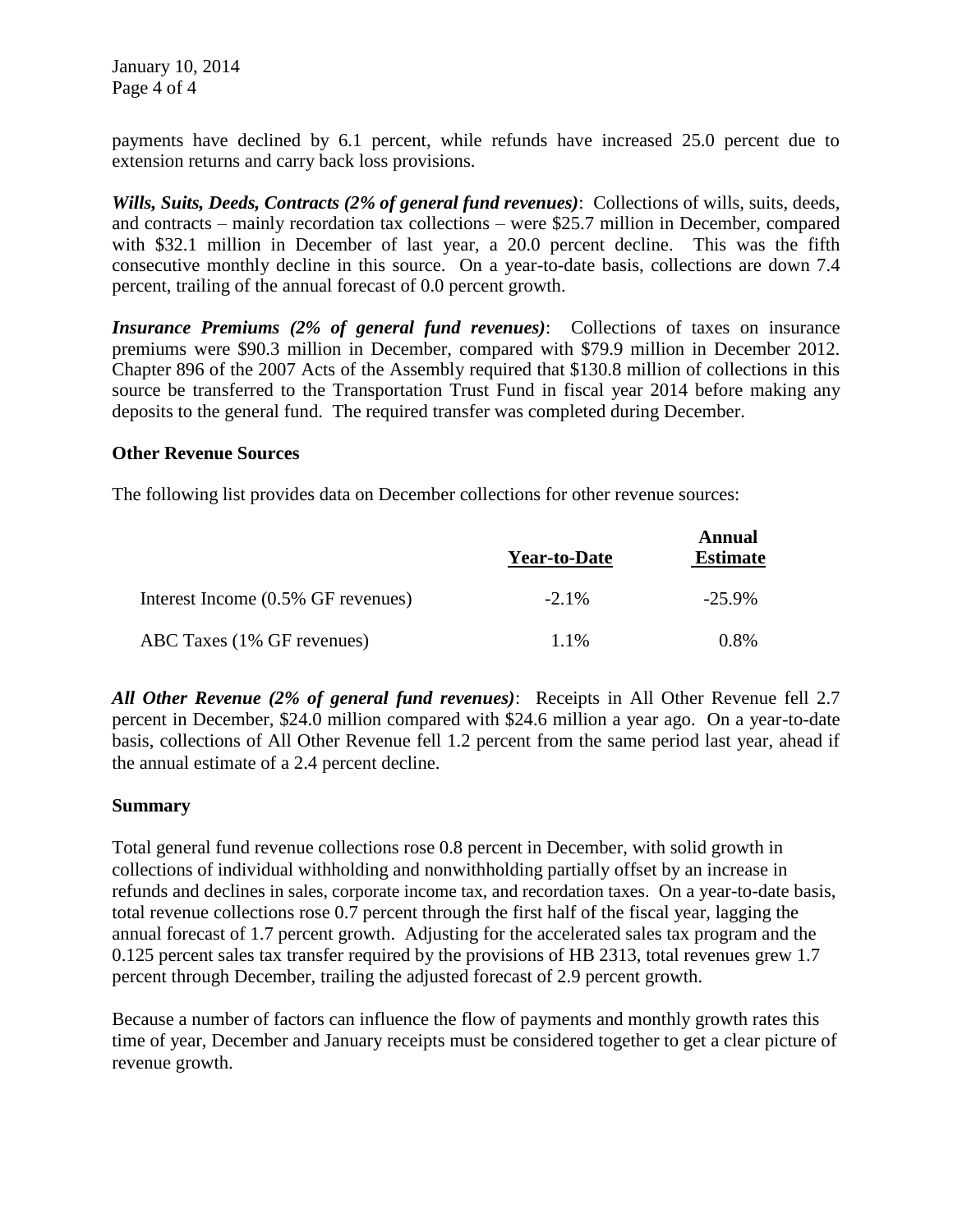payments have declined by 6.1 percent, while refunds have increased 25.0 percent due to extension returns and carry back loss provisions.

***Wills, Suits, Deeds, Contracts (2% of general fund revenues)***: Collections of wills, suits, deeds, and contracts – mainly recordation tax collections – were $25.7 million in December, compared with $32.1 million in December of last year, a 20.0 percent decline. This was the fifth consecutive monthly decline in this source. On a year-to-date basis, collections are down 7.4 percent, trailing of the annual forecast of 0.0 percent growth.

***Insurance Premiums (2% of general fund revenues)***: Collections of taxes on insurance premiums were $90.3 million in December, compared with $79.9 million in December 2012. Chapter 896 of the 2007 Acts of the Assembly required that $130.8 million of collections in this source be transferred to the Transportation Trust Fund in fiscal year 2014 before making any deposits to the general fund. The required transfer was completed during December.

**Other Revenue Sources**

The following list provides data on December collections for other revenue sources:

| | Year-to-Date | Annual Estimate |
|---|---|---|
| Interest Income (0.5% GF revenues) | -2.1% | -25.9% |
| ABC Taxes (1% GF revenues) | 1.1% | 0.8% |

***All Other Revenue (2% of general fund revenues)***: Receipts in All Other Revenue fell 2.7 percent in December, $24.0 million compared with $24.6 million a year ago. On a year-to-date basis, collections of All Other Revenue fell 1.2 percent from the same period last year, ahead if the annual estimate of a 2.4 percent decline.

**Summary**

Total general fund revenue collections rose 0.8 percent in December, with solid growth in collections of individual withholding and nonwithholding partially offset by an increase in refunds and declines in sales, corporate income tax, and recordation taxes. On a year-to-date basis, total revenue collections rose 0.7 percent through the first half of the fiscal year, lagging the annual forecast of 1.7 percent growth. Adjusting for the accelerated sales tax program and the 0.125 percent sales tax transfer required by the provisions of HB 2313, total revenues grew 1.7 percent through December, trailing the adjusted forecast of 2.9 percent growth.

Because a number of factors can influence the flow of payments and monthly growth rates this time of year, December and January receipts must be considered together to get a clear picture of revenue growth.